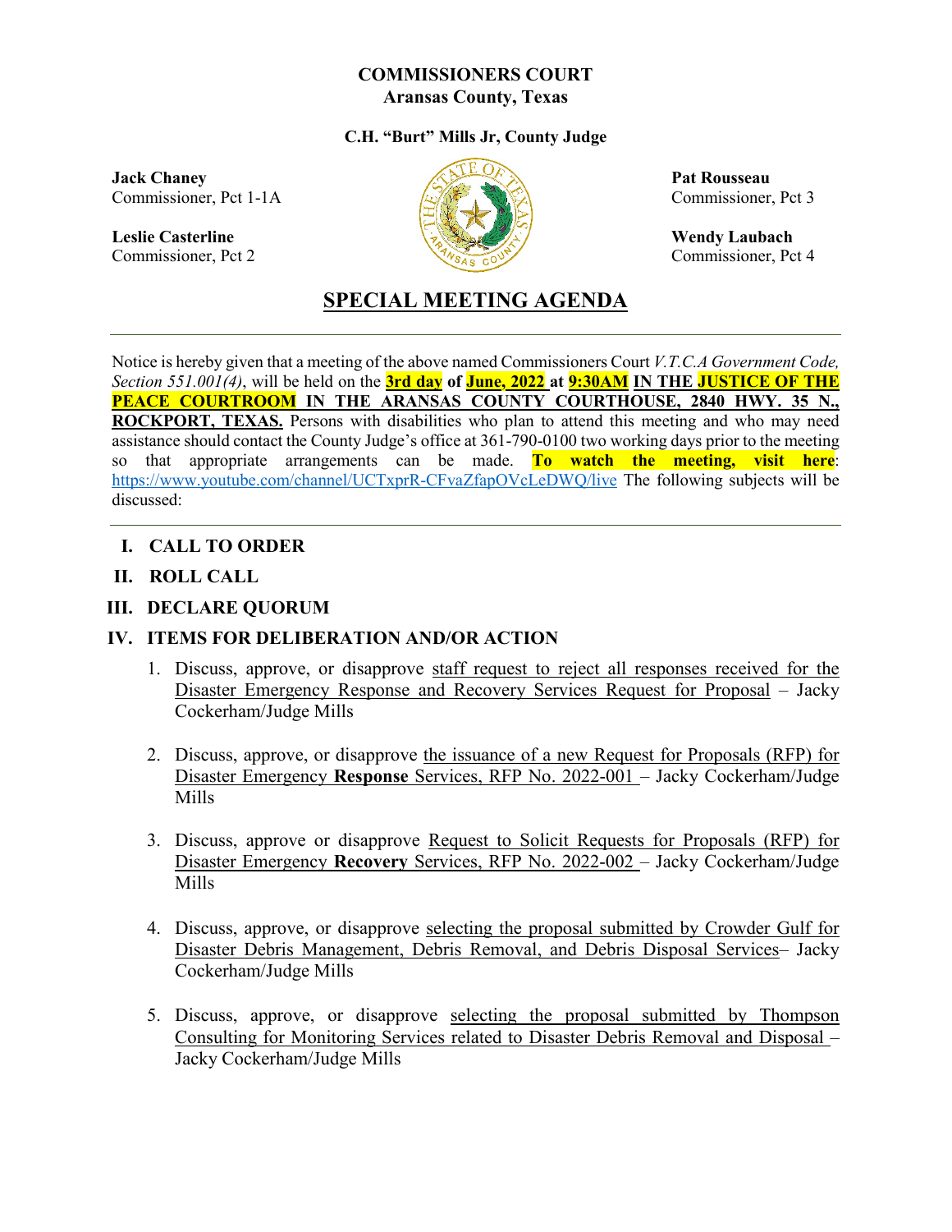**COMMISSIONERS COURT**
**Aransas County, Texas**

**C.H. "Burt" Mills Jr, County Judge**

**Jack Chaney**
Commissioner, Pct 1-1A

**Leslie Casterline**
Commissioner, Pct 2

**Pat Rousseau**
Commissioner, Pct 3

**Wendy Laubach**
Commissioner, Pct 4

# SPECIAL MEETING AGENDA

---

Notice is hereby given that a meeting of the above named Commissioners Court *V.T.C.A Government Code, Section 551.001(4)*, will be held on the **3rd day of June, 2022 at 9:30AM IN THE JUSTICE OF THE PEACE COURTROOM IN THE ARANSAS COUNTY COURTHOUSE, 2840 HWY. 35 N., ROCKPORT, TEXAS.** Persons with disabilities who plan to attend this meeting and who may need assistance should contact the County Judge's office at 361-790-0100 two working days prior to the meeting so that appropriate arrangements can be made. **To watch the meeting, visit here**: https://www.youtube.com/channel/UCTxprR-CFvaZfapOVcLeDWQ/live The following subjects will be discussed:

---

## I. CALL TO ORDER

## II. ROLL CALL

## III. DECLARE QUORUM

## IV. ITEMS FOR DELIBERATION AND/OR ACTION

1. Discuss, approve, or disapprove staff request to reject all responses received for the Disaster Emergency Response and Recovery Services Request for Proposal – Jacky Cockerham/Judge Mills

2. Discuss, approve, or disapprove the issuance of a new Request for Proposals (RFP) for Disaster Emergency **Response** Services, RFP No. 2022-001 – Jacky Cockerham/Judge Mills

3. Discuss, approve or disapprove Request to Solicit Requests for Proposals (RFP) for Disaster Emergency **Recovery** Services, RFP No. 2022-002 – Jacky Cockerham/Judge Mills

4. Discuss, approve, or disapprove selecting the proposal submitted by Crowder Gulf for Disaster Debris Management, Debris Removal, and Debris Disposal Services– Jacky Cockerham/Judge Mills

5. Discuss, approve, or disapprove selecting the proposal submitted by Thompson Consulting for Monitoring Services related to Disaster Debris Removal and Disposal – Jacky Cockerham/Judge Mills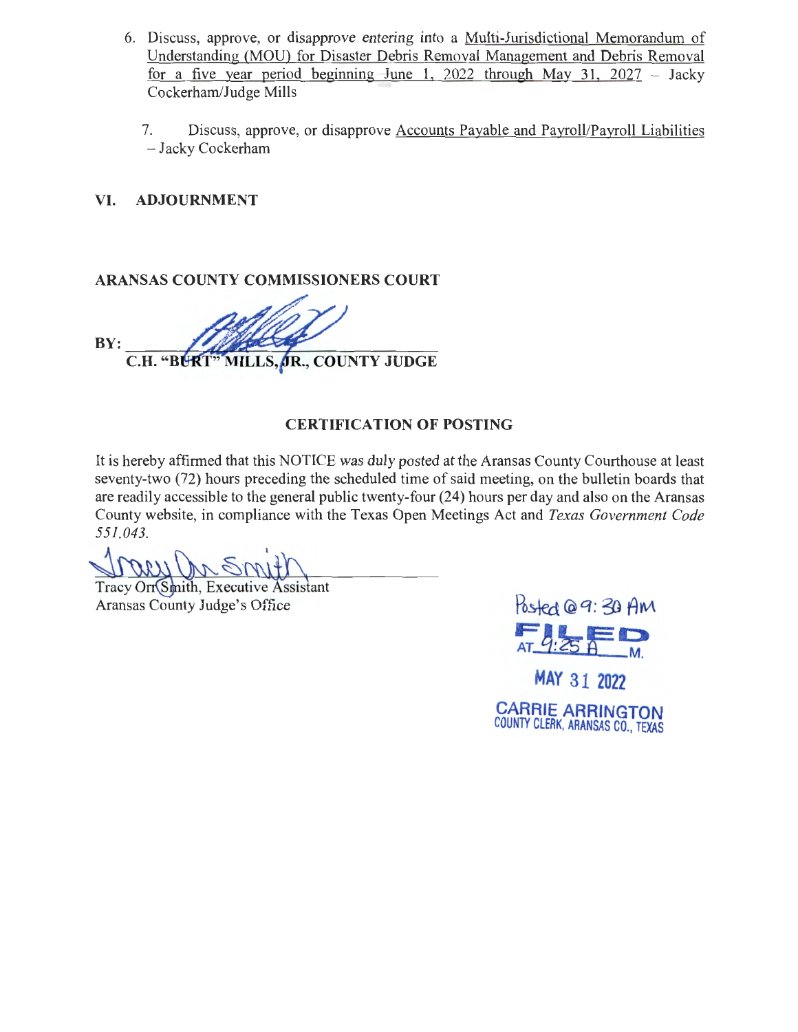6. Discuss, approve, or disapprove entering into a Multi-Jurisdictional Memorandum of Understanding (MOU) for Disaster Debris Removal Management and Debris Removal for a five year period beginning June 1, 2022 through May 31, 2027 – Jacky Cockerham/Judge Mills

7. Discuss, approve, or disapprove Accounts Payable and Payroll/Payroll Liabilities – Jacky Cockerham

## VI. ADJOURNMENT

**ARANSAS COUNTY COMMISSIONERS COURT**

**BY:** ______________________________
**C.H. "BURT" MILLS, JR., COUNTY JUDGE**

## CERTIFICATION OF POSTING

It is hereby affirmed that this NOTICE was duly posted at the Aransas County Courthouse at least seventy-two (72) hours preceding the scheduled time of said meeting, on the bulletin boards that are readily accessible to the general public twenty-four (24) hours per day and also on the Aransas County website, in compliance with the Texas Open Meetings Act and *Texas Government Code 551.043.*

______________________________
Tracy Orr Smith, Executive Assistant
Aransas County Judge's Office

Posted @ 9:30 AM

FILED
AT 9:25 A M.

MAY 31 2022

CARRIE ARRINGTON
COUNTY CLERK, ARANSAS CO., TEXAS